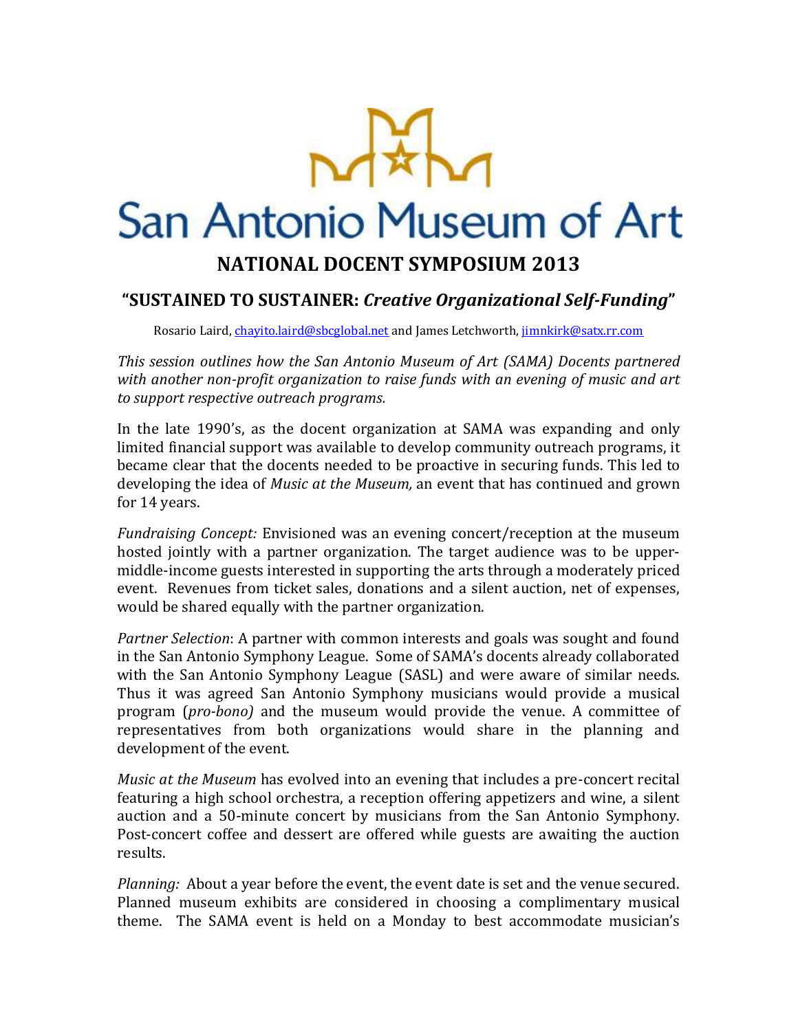# San Antonio Museum of Art

## NATIONAL DOCENT SYMPOSIUM 2013

### "SUSTAINED TO SUSTAINER: *Creative Organizational Self-Funding*"

Rosario Laird, chayito.laird@sbcglobal.net and James Letchworth, jimnkirk@satx.rr.com

*This session outlines how the San Antonio Museum of Art (SAMA) Docents partnered with another non-profit organization to raise funds with an evening of music and art to support respective outreach programs.*

In the late 1990's, as the docent organization at SAMA was expanding and only limited financial support was available to develop community outreach programs, it became clear that the docents needed to be proactive in securing funds. This led to developing the idea of *Music at the Museum,* an event that has continued and grown for 14 years.

*Fundraising Concept:* Envisioned was an evening concert/reception at the museum hosted jointly with a partner organization. The target audience was to be upper-middle-income guests interested in supporting the arts through a moderately priced event. Revenues from ticket sales, donations and a silent auction, net of expenses, would be shared equally with the partner organization.

*Partner Selection*: A partner with common interests and goals was sought and found in the San Antonio Symphony League. Some of SAMA's docents already collaborated with the San Antonio Symphony League (SASL) and were aware of similar needs. Thus it was agreed San Antonio Symphony musicians would provide a musical program (*pro-bono)* and the museum would provide the venue. A committee of representatives from both organizations would share in the planning and development of the event.

*Music at the Museum* has evolved into an evening that includes a pre-concert recital featuring a high school orchestra, a reception offering appetizers and wine, a silent auction and a 50-minute concert by musicians from the San Antonio Symphony. Post-concert coffee and dessert are offered while guests are awaiting the auction results.

*Planning:* About a year before the event, the event date is set and the venue secured. Planned museum exhibits are considered in choosing a complimentary musical theme. The SAMA event is held on a Monday to best accommodate musician's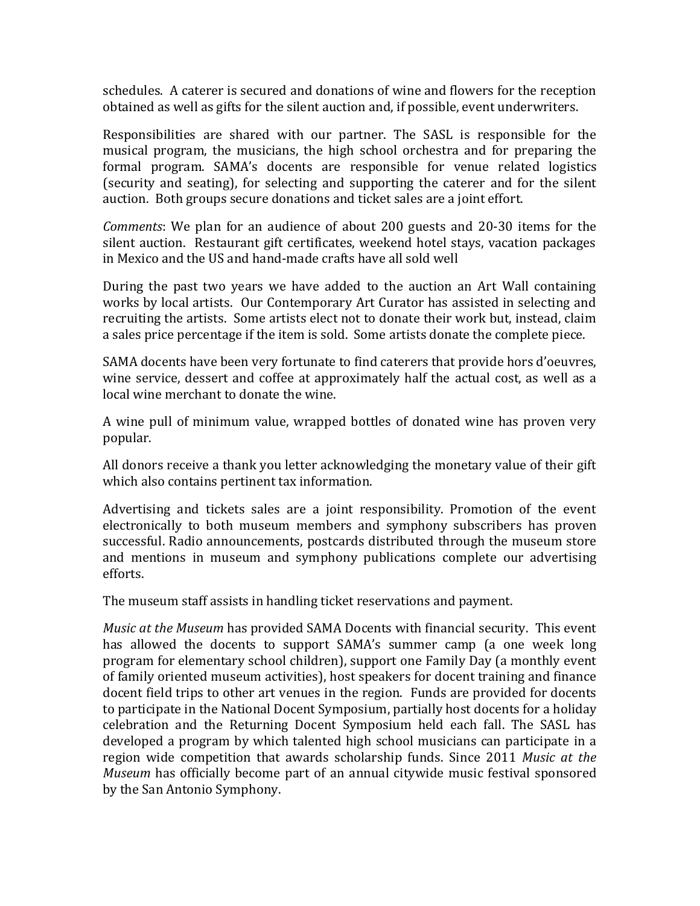schedules. A caterer is secured and donations of wine and flowers for the reception obtained as well as gifts for the silent auction and, if possible, event underwriters.

Responsibilities are shared with our partner. The SASL is responsible for the musical program, the musicians, the high school orchestra and for preparing the formal program. SAMA's docents are responsible for venue related logistics (security and seating), for selecting and supporting the caterer and for the silent auction. Both groups secure donations and ticket sales are a joint effort.

*Comments*: We plan for an audience of about 200 guests and 20-30 items for the silent auction. Restaurant gift certificates, weekend hotel stays, vacation packages in Mexico and the US and hand-made crafts have all sold well

During the past two years we have added to the auction an Art Wall containing works by local artists. Our Contemporary Art Curator has assisted in selecting and recruiting the artists. Some artists elect not to donate their work but, instead, claim a sales price percentage if the item is sold. Some artists donate the complete piece.

SAMA docents have been very fortunate to find caterers that provide hors d'oeuvres, wine service, dessert and coffee at approximately half the actual cost, as well as a local wine merchant to donate the wine.

A wine pull of minimum value, wrapped bottles of donated wine has proven very popular.

All donors receive a thank you letter acknowledging the monetary value of their gift which also contains pertinent tax information.

Advertising and tickets sales are a joint responsibility. Promotion of the event electronically to both museum members and symphony subscribers has proven successful. Radio announcements, postcards distributed through the museum store and mentions in museum and symphony publications complete our advertising efforts.

The museum staff assists in handling ticket reservations and payment.

*Music at the Museum* has provided SAMA Docents with financial security. This event has allowed the docents to support SAMA's summer camp (a one week long program for elementary school children), support one Family Day (a monthly event of family oriented museum activities), host speakers for docent training and finance docent field trips to other art venues in the region. Funds are provided for docents to participate in the National Docent Symposium, partially host docents for a holiday celebration and the Returning Docent Symposium held each fall. The SASL has developed a program by which talented high school musicians can participate in a region wide competition that awards scholarship funds. Since 2011 *Music at the Museum* has officially become part of an annual citywide music festival sponsored by the San Antonio Symphony.